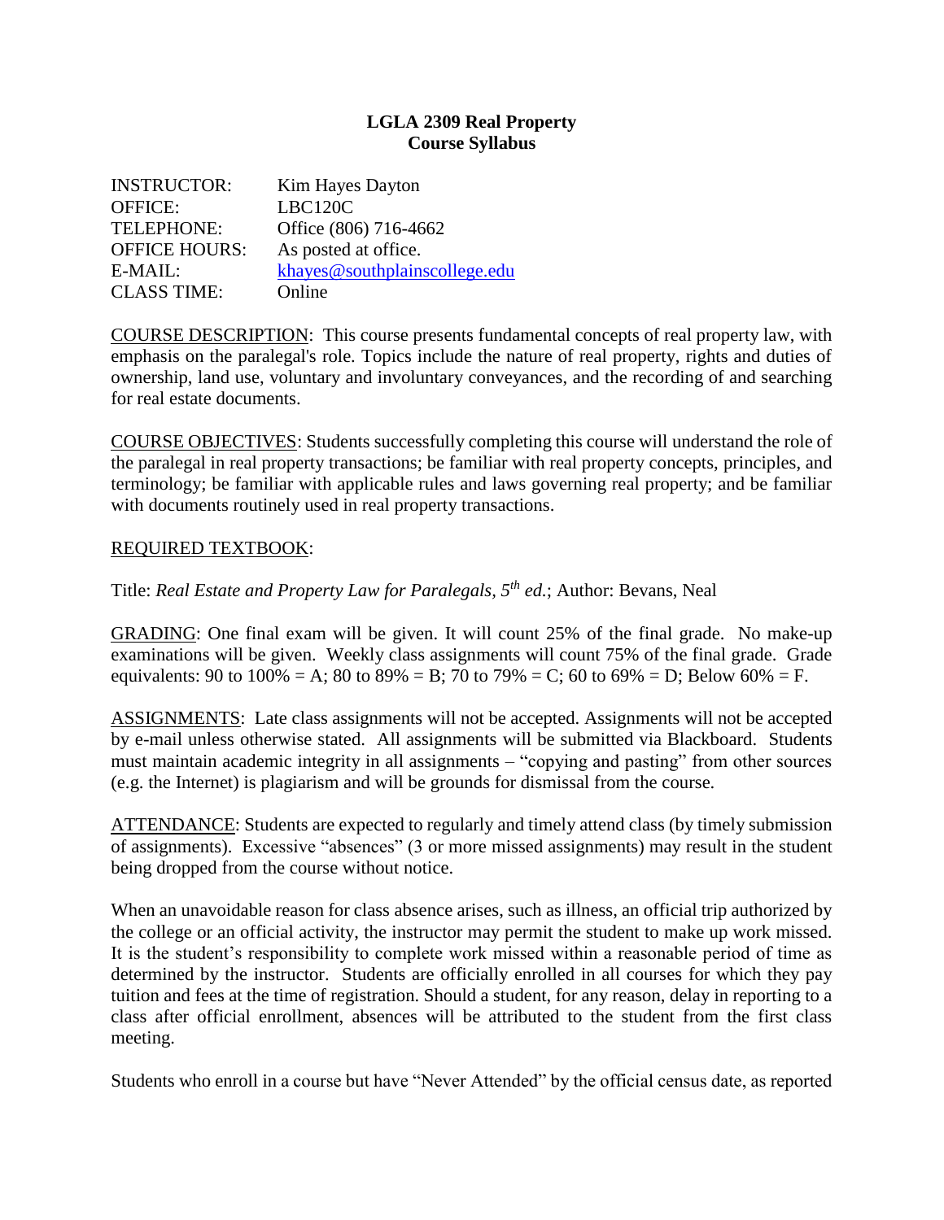# LGLA 2309 Real Property
## Course Syllabus

| | |
|---|---|
| INSTRUCTOR: | Kim Hayes Dayton |
| OFFICE: | LBC120C |
| TELEPHONE: | Office (806) 716-4662 |
| OFFICE HOURS: | As posted at office. |
| E-MAIL: | khayes@southplainscollege.edu |
| CLASS TIME: | Online |

COURSE DESCRIPTION: This course presents fundamental concepts of real property law, with emphasis on the paralegal's role. Topics include the nature of real property, rights and duties of ownership, land use, voluntary and involuntary conveyances, and the recording of and searching for real estate documents.

COURSE OBJECTIVES: Students successfully completing this course will understand the role of the paralegal in real property transactions; be familiar with real property concepts, principles, and terminology; be familiar with applicable rules and laws governing real property; and be familiar with documents routinely used in real property transactions.

REQUIRED TEXTBOOK:

Title: *Real Estate and Property Law for Paralegals, 5th ed.*; Author: Bevans, Neal

GRADING: One final exam will be given. It will count 25% of the final grade. No make-up examinations will be given. Weekly class assignments will count 75% of the final grade. Grade equivalents: 90 to 100% = A; 80 to 89% = B; 70 to 79% = C; 60 to 69% = D; Below 60% = F.

ASSIGNMENTS: Late class assignments will not be accepted. Assignments will not be accepted by e-mail unless otherwise stated. All assignments will be submitted via Blackboard. Students must maintain academic integrity in all assignments – "copying and pasting" from other sources (e.g. the Internet) is plagiarism and will be grounds for dismissal from the course.

ATTENDANCE: Students are expected to regularly and timely attend class (by timely submission of assignments). Excessive "absences" (3 or more missed assignments) may result in the student being dropped from the course without notice.

When an unavoidable reason for class absence arises, such as illness, an official trip authorized by the college or an official activity, the instructor may permit the student to make up work missed. It is the student's responsibility to complete work missed within a reasonable period of time as determined by the instructor. Students are officially enrolled in all courses for which they pay tuition and fees at the time of registration. Should a student, for any reason, delay in reporting to a class after official enrollment, absences will be attributed to the student from the first class meeting.

Students who enroll in a course but have "Never Attended" by the official census date, as reported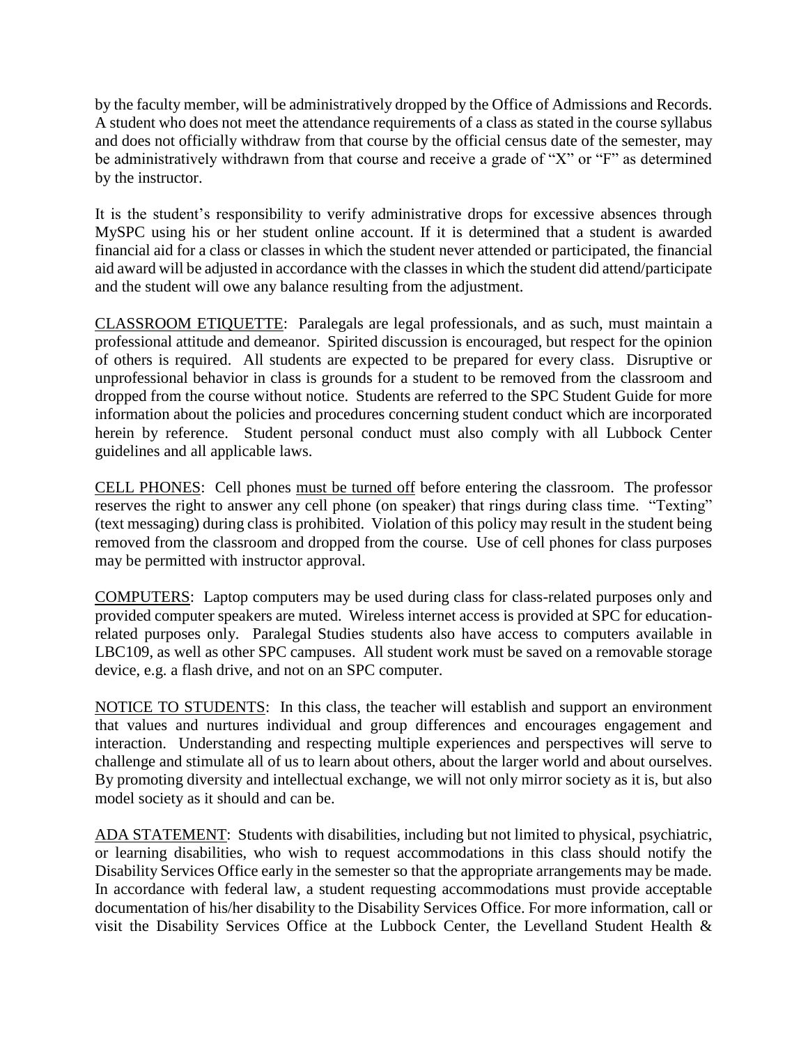by the faculty member, will be administratively dropped by the Office of Admissions and Records. A student who does not meet the attendance requirements of a class as stated in the course syllabus and does not officially withdraw from that course by the official census date of the semester, may be administratively withdrawn from that course and receive a grade of "X" or "F" as determined by the instructor.

It is the student's responsibility to verify administrative drops for excessive absences through MySPC using his or her student online account. If it is determined that a student is awarded financial aid for a class or classes in which the student never attended or participated, the financial aid award will be adjusted in accordance with the classes in which the student did attend/participate and the student will owe any balance resulting from the adjustment.

<u>CLASSROOM ETIQUETTE</u>: Paralegals are legal professionals, and as such, must maintain a professional attitude and demeanor. Spirited discussion is encouraged, but respect for the opinion of others is required. All students are expected to be prepared for every class. Disruptive or unprofessional behavior in class is grounds for a student to be removed from the classroom and dropped from the course without notice. Students are referred to the SPC Student Guide for more information about the policies and procedures concerning student conduct which are incorporated herein by reference. Student personal conduct must also comply with all Lubbock Center guidelines and all applicable laws.

<u>CELL PHONES</u>: Cell phones <u>must be turned off</u> before entering the classroom. The professor reserves the right to answer any cell phone (on speaker) that rings during class time. "Texting" (text messaging) during class is prohibited. Violation of this policy may result in the student being removed from the classroom and dropped from the course. Use of cell phones for class purposes may be permitted with instructor approval.

<u>COMPUTERS</u>: Laptop computers may be used during class for class-related purposes only and provided computer speakers are muted. Wireless internet access is provided at SPC for education-related purposes only. Paralegal Studies students also have access to computers available in LBC109, as well as other SPC campuses. All student work must be saved on a removable storage device, e.g. a flash drive, and not on an SPC computer.

<u>NOTICE TO STUDENTS</u>: In this class, the teacher will establish and support an environment that values and nurtures individual and group differences and encourages engagement and interaction. Understanding and respecting multiple experiences and perspectives will serve to challenge and stimulate all of us to learn about others, about the larger world and about ourselves. By promoting diversity and intellectual exchange, we will not only mirror society as it is, but also model society as it should and can be.

<u>ADA STATEMENT</u>: Students with disabilities, including but not limited to physical, psychiatric, or learning disabilities, who wish to request accommodations in this class should notify the Disability Services Office early in the semester so that the appropriate arrangements may be made. In accordance with federal law, a student requesting accommodations must provide acceptable documentation of his/her disability to the Disability Services Office. For more information, call or visit the Disability Services Office at the Lubbock Center, the Levelland Student Health &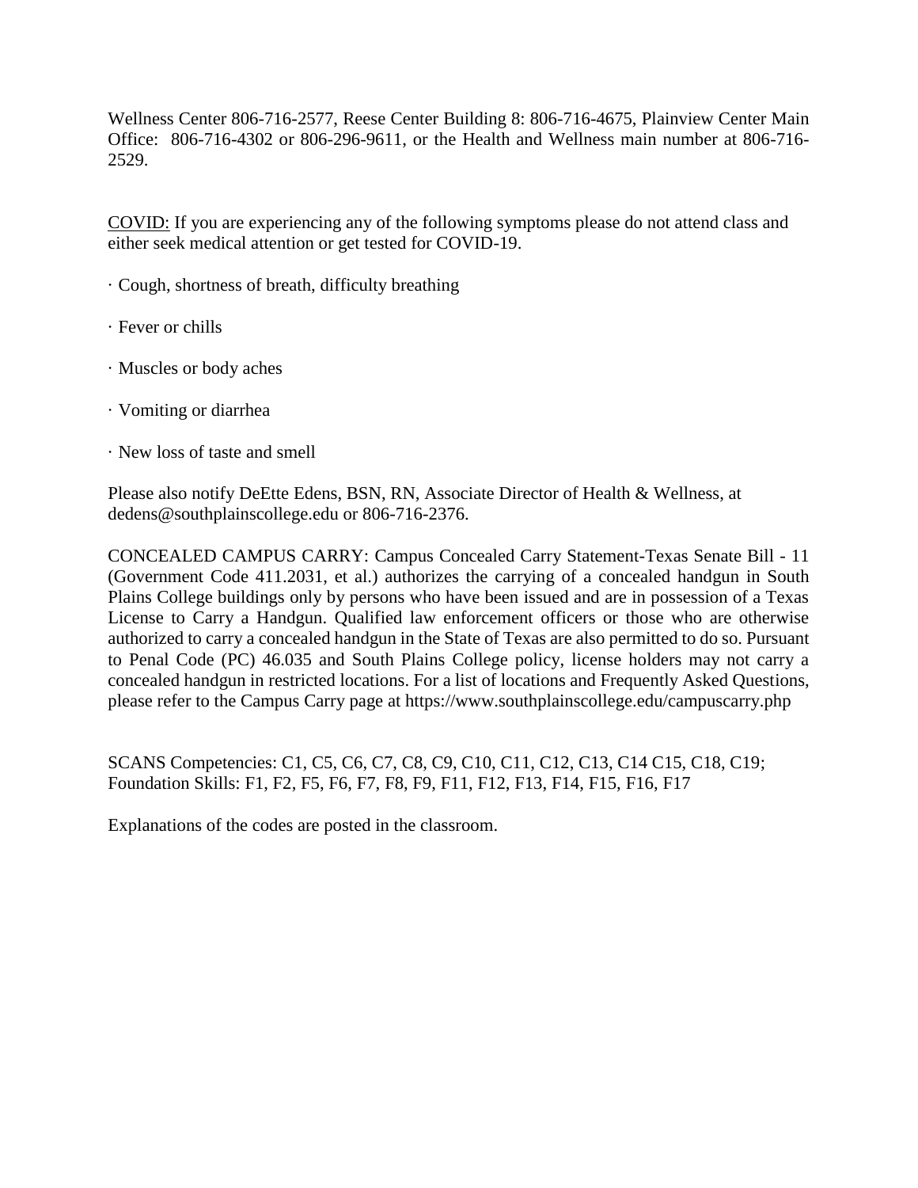Wellness Center 806-716-2577, Reese Center Building 8: 806-716-4675, Plainview Center Main Office: 806-716-4302 or 806-296-9611, or the Health and Wellness main number at 806-716-2529.

<u>COVID:</u> If you are experiencing any of the following symptoms please do not attend class and either seek medical attention or get tested for COVID-19.

· Cough, shortness of breath, difficulty breathing

· Fever or chills

· Muscles or body aches

· Vomiting or diarrhea

· New loss of taste and smell

Please also notify DeEtte Edens, BSN, RN, Associate Director of Health & Wellness, at dedens@southplainscollege.edu or 806-716-2376.

CONCEALED CAMPUS CARRY: Campus Concealed Carry Statement-Texas Senate Bill - 11 (Government Code 411.2031, et al.) authorizes the carrying of a concealed handgun in South Plains College buildings only by persons who have been issued and are in possession of a Texas License to Carry a Handgun. Qualified law enforcement officers or those who are otherwise authorized to carry a concealed handgun in the State of Texas are also permitted to do so. Pursuant to Penal Code (PC) 46.035 and South Plains College policy, license holders may not carry a concealed handgun in restricted locations. For a list of locations and Frequently Asked Questions, please refer to the Campus Carry page at https://www.southplainscollege.edu/campuscarry.php

SCANS Competencies: C1, C5, C6, C7, C8, C9, C10, C11, C12, C13, C14 C15, C18, C19; Foundation Skills: F1, F2, F5, F6, F7, F8, F9, F11, F12, F13, F14, F15, F16, F17

Explanations of the codes are posted in the classroom.